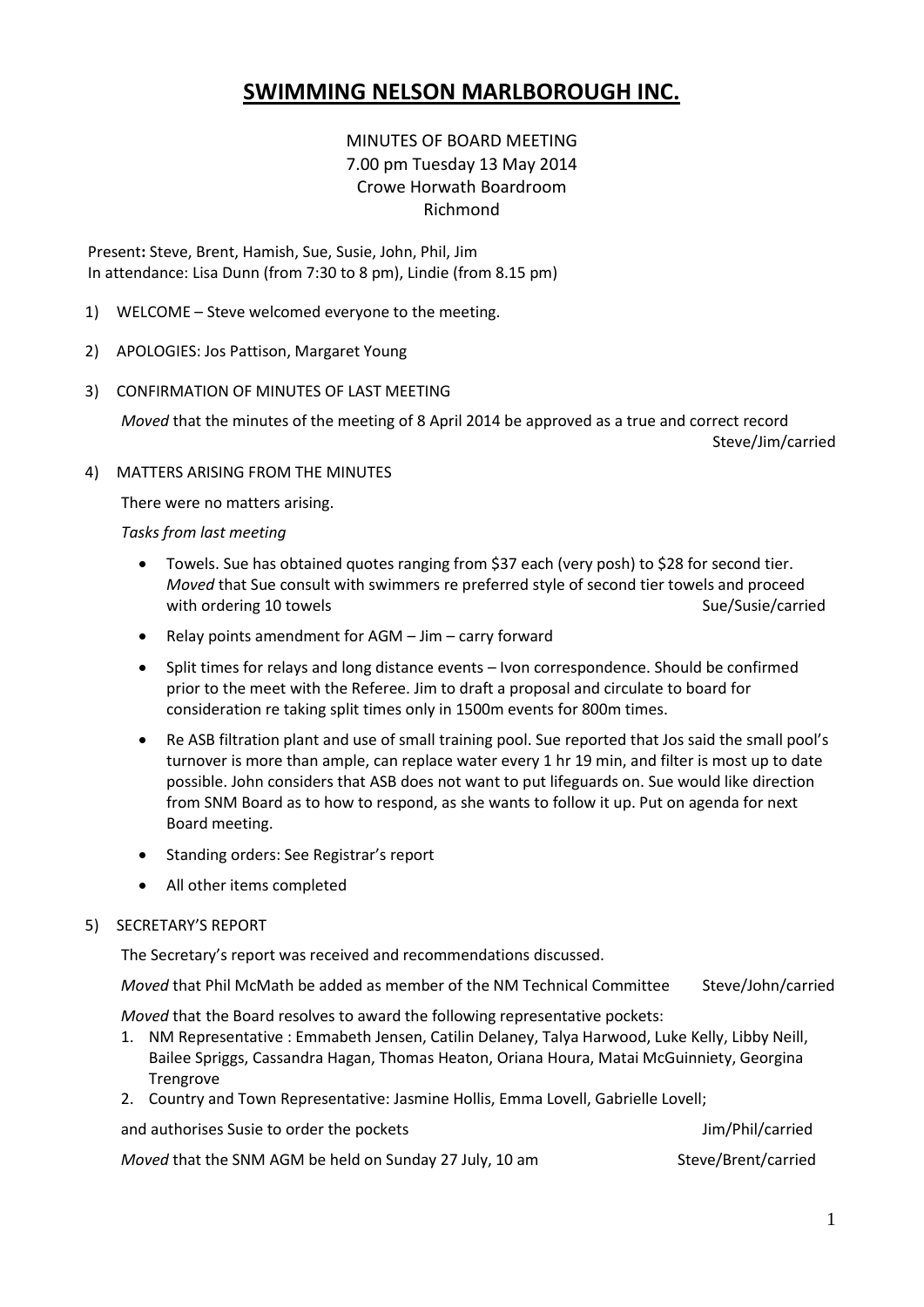# SWIMMING NELSON MARLBOROUGH INC.

MINUTES OF BOARD MEETING
7.00 pm Tuesday 13 May 2014
Crowe Horwath Boardroom
Richmond

Present**:** Steve, Brent, Hamish, Sue, Susie, John, Phil, Jim
In attendance: Lisa Dunn (from 7:30 to 8 pm), Lindie (from 8.15 pm)

1) WELCOME – Steve welcomed everyone to the meeting.

2) APOLOGIES: Jos Pattison, Margaret Young

3) CONFIRMATION OF MINUTES OF LAST MEETING

   *Moved* that the minutes of the meeting of 8 April 2014 be approved as a true and correct record
   Steve/Jim/carried

4) MATTERS ARISING FROM THE MINUTES

   There were no matters arising.

   *Tasks from last meeting*

   - Towels. Sue has obtained quotes ranging from $37 each (very posh) to $28 for second tier. *Moved* that Sue consult with swimmers re preferred style of second tier towels and proceed with ordering 10 towels Sue/Susie/carried
   - Relay points amendment for AGM – Jim – carry forward
   - Split times for relays and long distance events – Ivon correspondence. Should be confirmed prior to the meet with the Referee. Jim to draft a proposal and circulate to board for consideration re taking split times only in 1500m events for 800m times.
   - Re ASB filtration plant and use of small training pool. Sue reported that Jos said the small pool's turnover is more than ample, can replace water every 1 hr 19 min, and filter is most up to date possible. John considers that ASB does not want to put lifeguards on. Sue would like direction from SNM Board as to how to respond, as she wants to follow it up. Put on agenda for next Board meeting.
   - Standing orders: See Registrar's report
   - All other items completed

5) SECRETARY'S REPORT

   The Secretary's report was received and recommendations discussed.

   *Moved* that Phil McMath be added as member of the NM Technical Committee Steve/John/carried

   *Moved* that the Board resolves to award the following representative pockets:

   1. NM Representative : Emmabeth Jensen, Catilin Delaney, Talya Harwood, Luke Kelly, Libby Neill, Bailee Spriggs, Cassandra Hagan, Thomas Heaton, Oriana Houra, Matai McGuinniety, Georgina Trengrove
   2. Country and Town Representative: Jasmine Hollis, Emma Lovell, Gabrielle Lovell;

   and authorises Susie to order the pockets Jim/Phil/carried

   *Moved* that the SNM AGM be held on Sunday 27 July, 10 am Steve/Brent/carried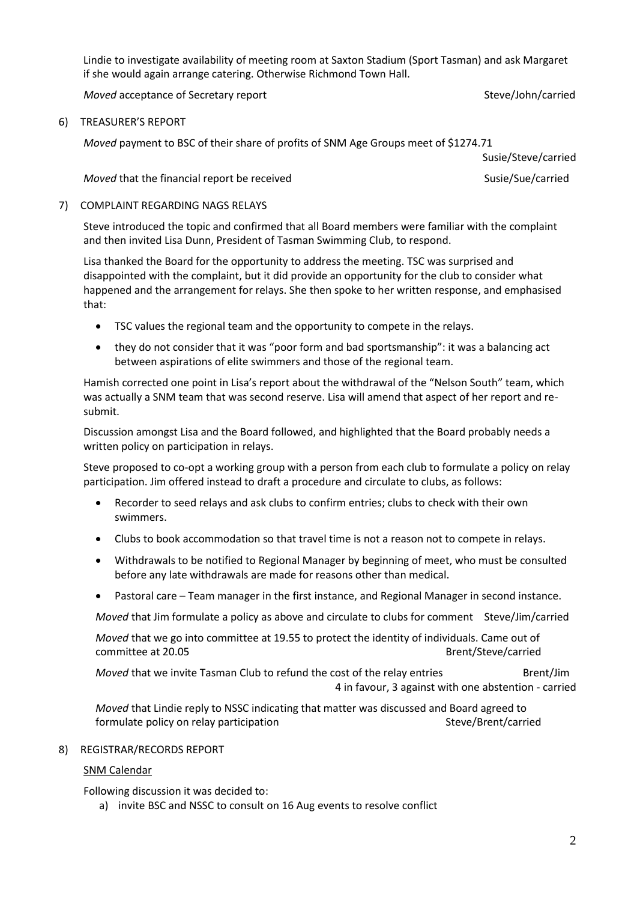Lindie to investigate availability of meeting room at Saxton Stadium (Sport Tasman) and ask Margaret if she would again arrange catering. Otherwise Richmond Town Hall.

*Moved* acceptance of Secretary report Steve/John/carried

6) TREASURER'S REPORT

*Moved* payment to BSC of their share of profits of SNM Age Groups meet of $1274.71 Susie/Steve/carried

*Moved* that the financial report be received Susie/Sue/carried

7) COMPLAINT REGARDING NAGS RELAYS

Steve introduced the topic and confirmed that all Board members were familiar with the complaint and then invited Lisa Dunn, President of Tasman Swimming Club, to respond.

Lisa thanked the Board for the opportunity to address the meeting. TSC was surprised and disappointed with the complaint, but it did provide an opportunity for the club to consider what happened and the arrangement for relays. She then spoke to her written response, and emphasised that:

- TSC values the regional team and the opportunity to compete in the relays.
- they do not consider that it was "poor form and bad sportsmanship": it was a balancing act between aspirations of elite swimmers and those of the regional team.

Hamish corrected one point in Lisa's report about the withdrawal of the "Nelson South" team, which was actually a SNM team that was second reserve. Lisa will amend that aspect of her report and re-submit.

Discussion amongst Lisa and the Board followed, and highlighted that the Board probably needs a written policy on participation in relays.

Steve proposed to co-opt a working group with a person from each club to formulate a policy on relay participation. Jim offered instead to draft a procedure and circulate to clubs, as follows:

- Recorder to seed relays and ask clubs to confirm entries; clubs to check with their own swimmers.
- Clubs to book accommodation so that travel time is not a reason not to compete in relays.
- Withdrawals to be notified to Regional Manager by beginning of meet, who must be consulted before any late withdrawals are made for reasons other than medical.
- Pastoral care – Team manager in the first instance, and Regional Manager in second instance.

*Moved* that Jim formulate a policy as above and circulate to clubs for comment Steve/Jim/carried

*Moved* that we go into committee at 19.55 to protect the identity of individuals. Came out of committee at 20.05 Brent/Steve/carried

*Moved* that we invite Tasman Club to refund the cost of the relay entries Brent/Jim
4 in favour, 3 against with one abstention - carried

*Moved* that Lindie reply to NSSC indicating that matter was discussed and Board agreed to formulate policy on relay participation Steve/Brent/carried

8) REGISTRAR/RECORDS REPORT

SNM Calendar

Following discussion it was decided to:

a) invite BSC and NSSC to consult on 16 Aug events to resolve conflict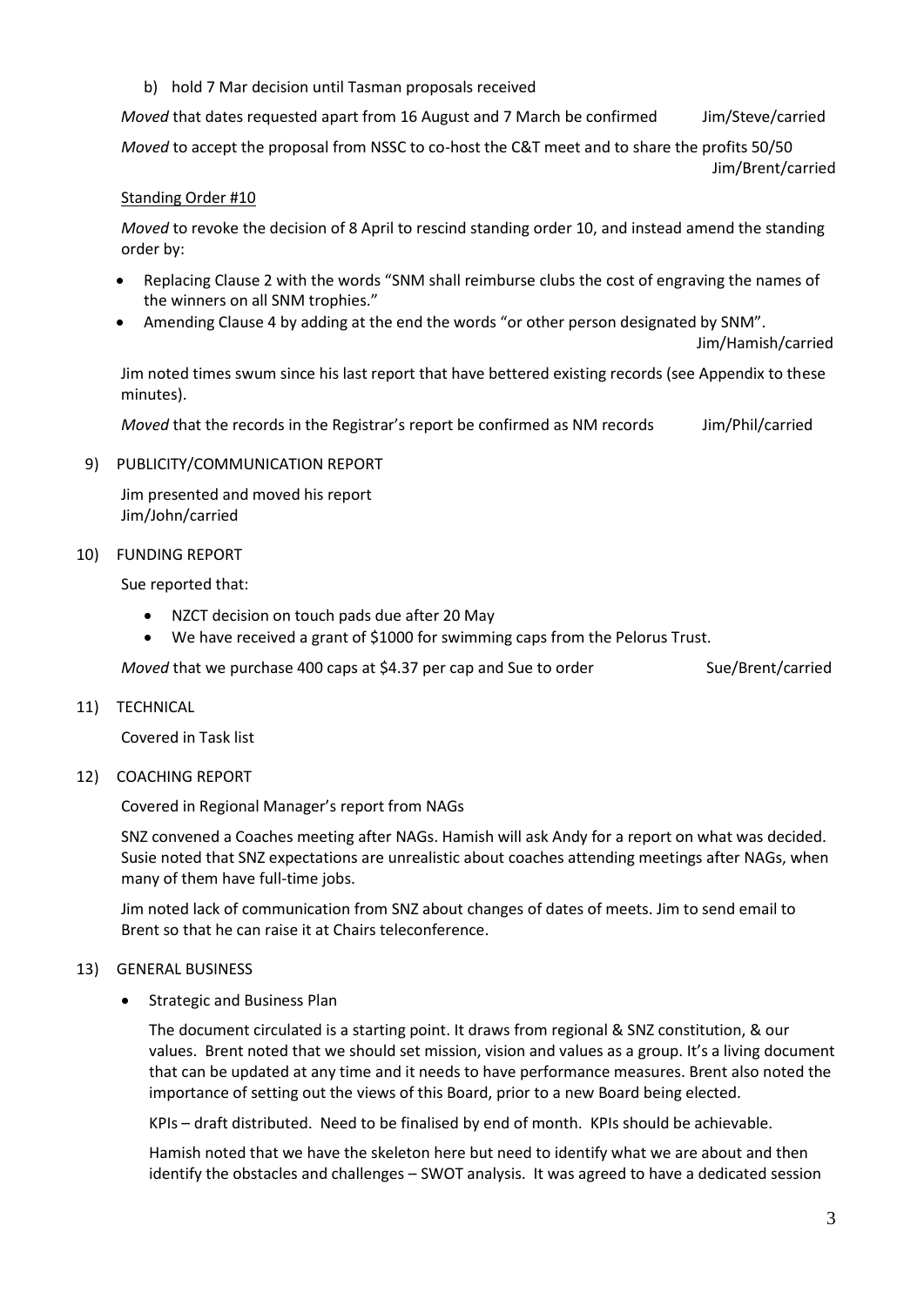b) hold 7 Mar decision until Tasman proposals received

*Moved* that dates requested apart from 16 August and 7 March be confirmed Jim/Steve/carried

*Moved* to accept the proposal from NSSC to co-host the C&T meet and to share the profits 50/50 Jim/Brent/carried

Standing Order #10

*Moved* to revoke the decision of 8 April to rescind standing order 10, and instead amend the standing order by:

- Replacing Clause 2 with the words "SNM shall reimburse clubs the cost of engraving the names of the winners on all SNM trophies."
- Amending Clause 4 by adding at the end the words "or other person designated by SNM".

Jim/Hamish/carried

Jim noted times swum since his last report that have bettered existing records (see Appendix to these minutes).

*Moved* that the records in the Registrar's report be confirmed as NM records Jim/Phil/carried

9) PUBLICITY/COMMUNICATION REPORT

Jim presented and moved his report
Jim/John/carried

10) FUNDING REPORT

Sue reported that:

- NZCT decision on touch pads due after 20 May
- We have received a grant of $1000 for swimming caps from the Pelorus Trust.

*Moved* that we purchase 400 caps at $4.37 per cap and Sue to order Sue/Brent/carried

11) TECHNICAL

Covered in Task list

12) COACHING REPORT

Covered in Regional Manager's report from NAGs

SNZ convened a Coaches meeting after NAGs. Hamish will ask Andy for a report on what was decided. Susie noted that SNZ expectations are unrealistic about coaches attending meetings after NAGs, when many of them have full-time jobs.

Jim noted lack of communication from SNZ about changes of dates of meets. Jim to send email to Brent so that he can raise it at Chairs teleconference.

13) GENERAL BUSINESS

- Strategic and Business Plan

  The document circulated is a starting point. It draws from regional & SNZ constitution, & our values. Brent noted that we should set mission, vision and values as a group. It's a living document that can be updated at any time and it needs to have performance measures. Brent also noted the importance of setting out the views of this Board, prior to a new Board being elected.

  KPIs – draft distributed. Need to be finalised by end of month. KPIs should be achievable.

  Hamish noted that we have the skeleton here but need to identify what we are about and then identify the obstacles and challenges – SWOT analysis. It was agreed to have a dedicated session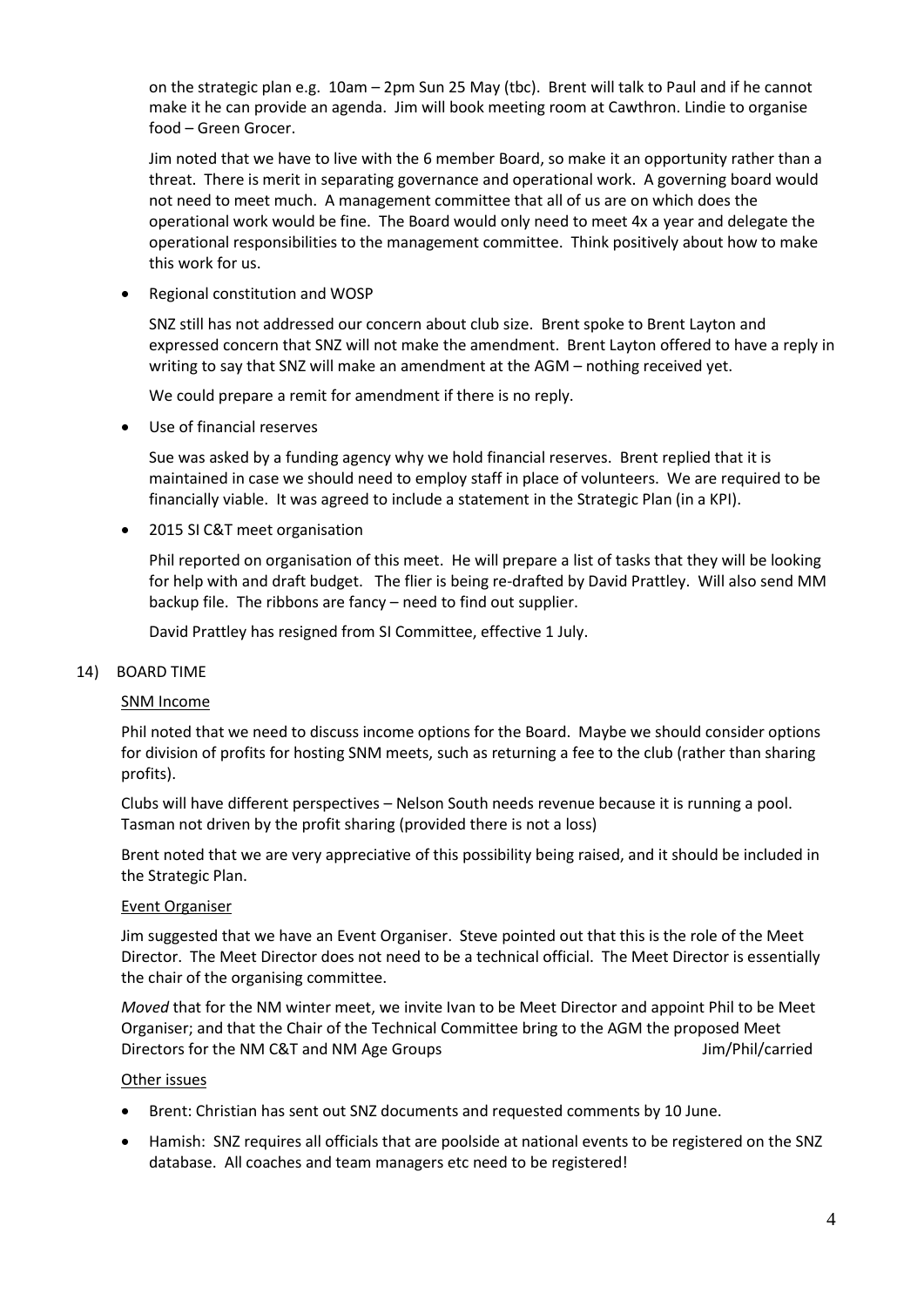on the strategic plan e.g. 10am – 2pm Sun 25 May (tbc). Brent will talk to Paul and if he cannot make it he can provide an agenda. Jim will book meeting room at Cawthron. Lindie to organise food – Green Grocer.

Jim noted that we have to live with the 6 member Board, so make it an opportunity rather than a threat. There is merit in separating governance and operational work. A governing board would not need to meet much. A management committee that all of us are on which does the operational work would be fine. The Board would only need to meet 4x a year and delegate the operational responsibilities to the management committee. Think positively about how to make this work for us.

- Regional constitution and WOSP

SNZ still has not addressed our concern about club size. Brent spoke to Brent Layton and expressed concern that SNZ will not make the amendment. Brent Layton offered to have a reply in writing to say that SNZ will make an amendment at the AGM – nothing received yet.

We could prepare a remit for amendment if there is no reply.

- Use of financial reserves

Sue was asked by a funding agency why we hold financial reserves. Brent replied that it is maintained in case we should need to employ staff in place of volunteers. We are required to be financially viable. It was agreed to include a statement in the Strategic Plan (in a KPI).

- 2015 SI C&T meet organisation

Phil reported on organisation of this meet. He will prepare a list of tasks that they will be looking for help with and draft budget. The flier is being re-drafted by David Prattley. Will also send MM backup file. The ribbons are fancy – need to find out supplier.

David Prattley has resigned from SI Committee, effective 1 July.

14) BOARD TIME

<u>SNM Income</u>

Phil noted that we need to discuss income options for the Board. Maybe we should consider options for division of profits for hosting SNM meets, such as returning a fee to the club (rather than sharing profits).

Clubs will have different perspectives – Nelson South needs revenue because it is running a pool. Tasman not driven by the profit sharing (provided there is not a loss)

Brent noted that we are very appreciative of this possibility being raised, and it should be included in the Strategic Plan.

<u>Event Organiser</u>

Jim suggested that we have an Event Organiser. Steve pointed out that this is the role of the Meet Director. The Meet Director does not need to be a technical official. The Meet Director is essentially the chair of the organising committee.

*Moved* that for the NM winter meet, we invite Ivan to be Meet Director and appoint Phil to be Meet Organiser; and that the Chair of the Technical Committee bring to the AGM the proposed Meet Directors for the NM C&T and NM Age Groups — Jim/Phil/carried

<u>Other issues</u>

- Brent: Christian has sent out SNZ documents and requested comments by 10 June.
- Hamish: SNZ requires all officials that are poolside at national events to be registered on the SNZ database. All coaches and team managers etc need to be registered!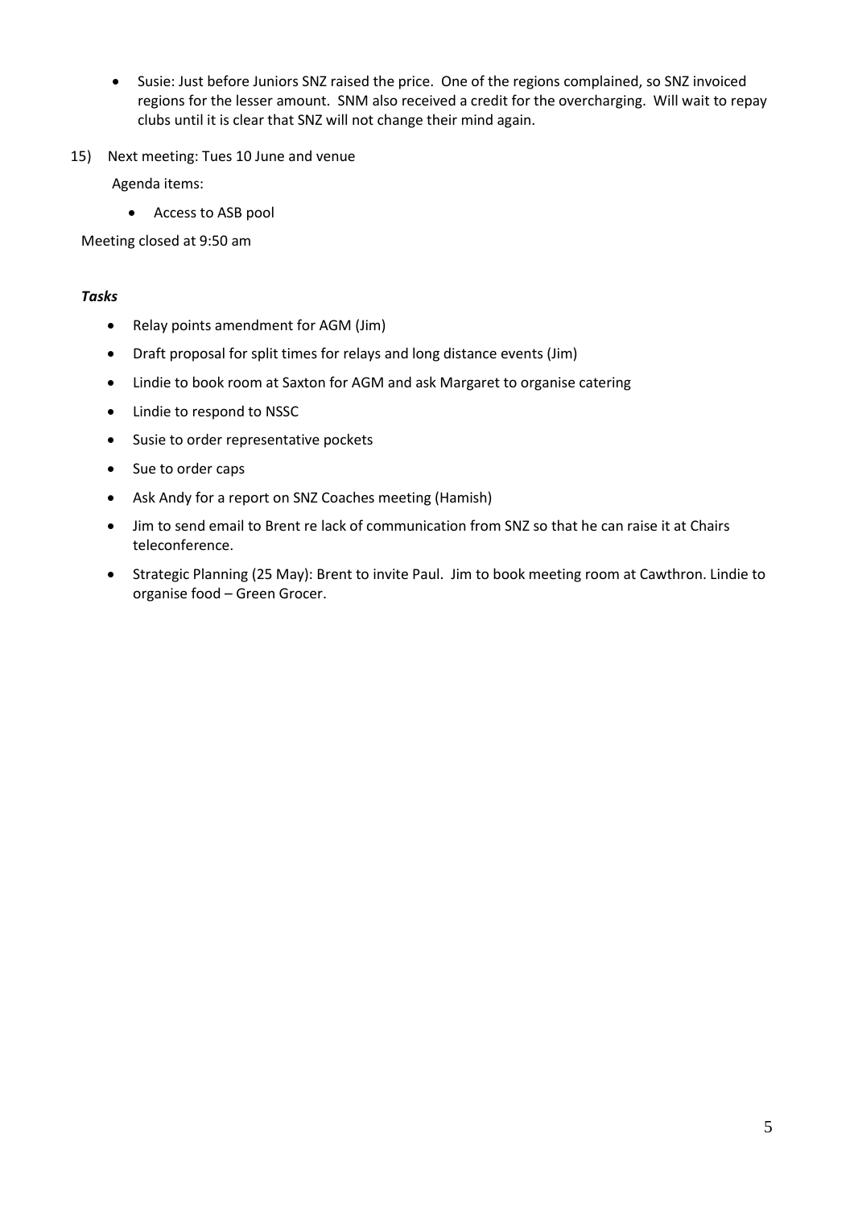- Susie: Just before Juniors SNZ raised the price. One of the regions complained, so SNZ invoiced regions for the lesser amount. SNM also received a credit for the overcharging. Will wait to repay clubs until it is clear that SNZ will not change their mind again.

15) Next meeting: Tues 10 June and venue

    Agenda items:

    - Access to ASB pool

Meeting closed at 9:50 am

***Tasks***

- Relay points amendment for AGM (Jim)
- Draft proposal for split times for relays and long distance events (Jim)
- Lindie to book room at Saxton for AGM and ask Margaret to organise catering
- Lindie to respond to NSSC
- Susie to order representative pockets
- Sue to order caps
- Ask Andy for a report on SNZ Coaches meeting (Hamish)
- Jim to send email to Brent re lack of communication from SNZ so that he can raise it at Chairs teleconference.
- Strategic Planning (25 May): Brent to invite Paul. Jim to book meeting room at Cawthron. Lindie to organise food – Green Grocer.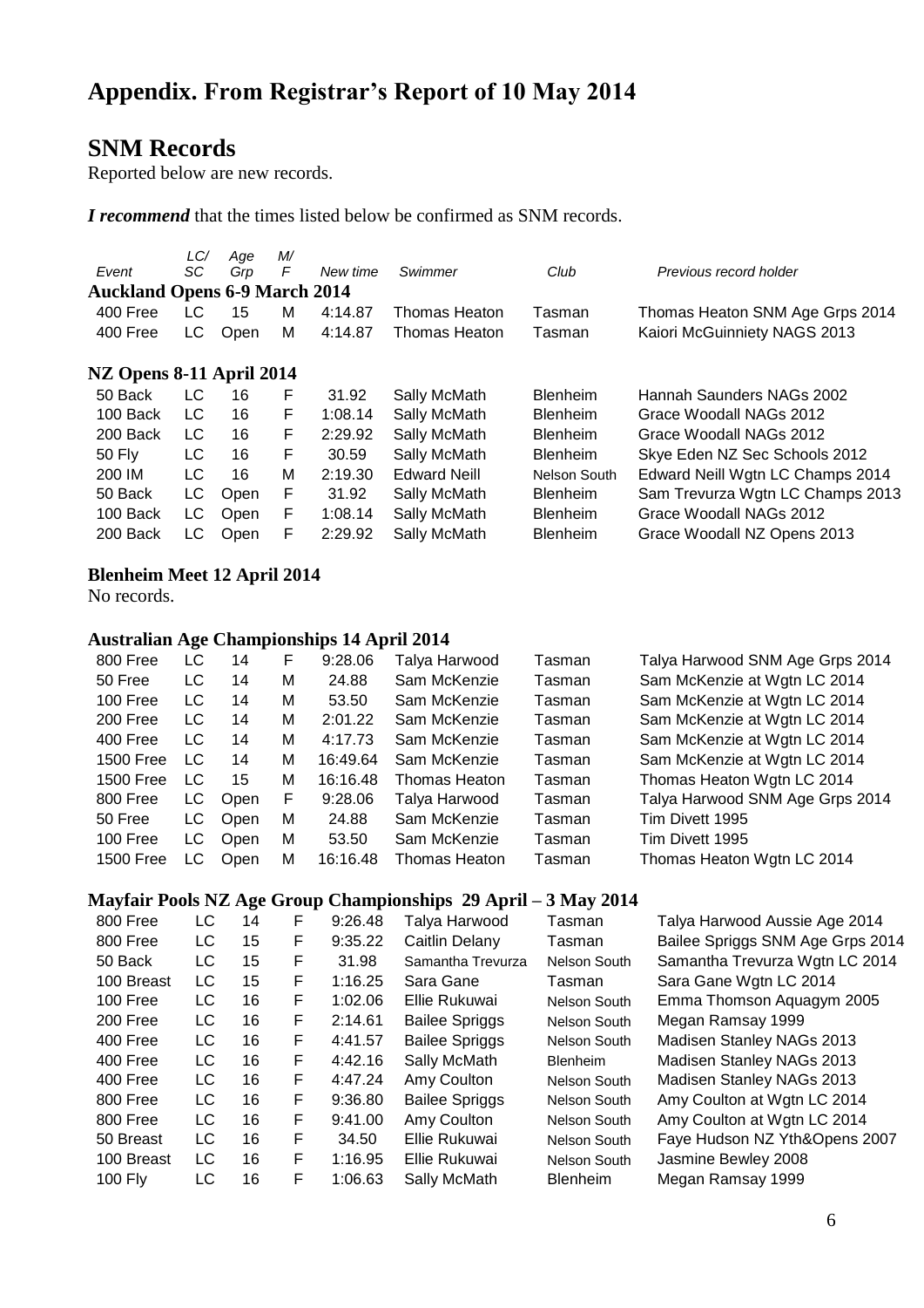# Appendix. From Registrar's Report of 10 May 2014

## SNM Records

Reported below are new records.

***I recommend*** that the times listed below be confirmed as SNM records.

| Event | LC/SC | Age Grp | M/F | New time | Swimmer | Club | Previous record holder |
|---|---|---|---|---|---|---|---|
| **Auckland Opens 6-9 March 2014** | | | | | | | |
| 400 Free | LC | 15 | M | 4:14.87 | Thomas Heaton | Tasman | Thomas Heaton SNM Age Grps 2014 |
| 400 Free | LC | Open | M | 4:14.87 | Thomas Heaton | Tasman | Kaiori McGuinniety NAGS 2013 |
| **NZ Opens 8-11 April 2014** | | | | | | | |
| 50 Back | LC | 16 | F | 31.92 | Sally McMath | Blenheim | Hannah Saunders NAGs 2002 |
| 100 Back | LC | 16 | F | 1:08.14 | Sally McMath | Blenheim | Grace Woodall NAGs 2012 |
| 200 Back | LC | 16 | F | 2:29.92 | Sally McMath | Blenheim | Grace Woodall NAGs 2012 |
| 50 Fly | LC | 16 | F | 30.59 | Sally McMath | Blenheim | Skye Eden NZ Sec Schools 2012 |
| 200 IM | LC | 16 | M | 2:19.30 | Edward Neill | Nelson South | Edward Neill Wgtn LC Champs 2014 |
| 50 Back | LC | Open | F | 31.92 | Sally McMath | Blenheim | Sam Trevurza Wgtn LC Champs 2013 |
| 100 Back | LC | Open | F | 1:08.14 | Sally McMath | Blenheim | Grace Woodall NAGs 2012 |
| 200 Back | LC | Open | F | 2:29.92 | Sally McMath | Blenheim | Grace Woodall NZ Opens 2013 |

**Blenheim Meet 12 April 2014**

No records.

| Event | LC/SC | Age Grp | M/F | New time | Swimmer | Club | Previous record holder |
|---|---|---|---|---|---|---|---|
| **Australian Age Championships 14 April 2014** | | | | | | | |
| 800 Free | LC | 14 | F | 9:28.06 | Talya Harwood | Tasman | Talya Harwood SNM Age Grps 2014 |
| 50 Free | LC | 14 | M | 24.88 | Sam McKenzie | Tasman | Sam McKenzie at Wgtn LC 2014 |
| 100 Free | LC | 14 | M | 53.50 | Sam McKenzie | Tasman | Sam McKenzie at Wgtn LC 2014 |
| 200 Free | LC | 14 | M | 2:01.22 | Sam McKenzie | Tasman | Sam McKenzie at Wgtn LC 2014 |
| 400 Free | LC | 14 | M | 4:17.73 | Sam McKenzie | Tasman | Sam McKenzie at Wgtn LC 2014 |
| 1500 Free | LC | 14 | M | 16:49.64 | Sam McKenzie | Tasman | Sam McKenzie at Wgtn LC 2014 |
| 1500 Free | LC | 15 | M | 16:16.48 | Thomas Heaton | Tasman | Thomas Heaton Wgtn LC 2014 |
| 800 Free | LC | Open | F | 9:28.06 | Talya Harwood | Tasman | Talya Harwood SNM Age Grps 2014 |
| 50 Free | LC | Open | M | 24.88 | Sam McKenzie | Tasman | Tim Divett 1995 |
| 100 Free | LC | Open | M | 53.50 | Sam McKenzie | Tasman | Tim Divett 1995 |
| 1500 Free | LC | Open | M | 16:16.48 | Thomas Heaton | Tasman | Thomas Heaton Wgtn LC 2014 |
| **Mayfair Pools NZ Age Group Championships 29 April – 3 May 2014** | | | | | | | |
| 800 Free | LC | 14 | F | 9:26.48 | Talya Harwood | Tasman | Talya Harwood Aussie Age 2014 |
| 800 Free | LC | 15 | F | 9:35.22 | Caitlin Delany | Tasman | Bailee Spriggs SNM Age Grps 2014 |
| 50 Back | LC | 15 | F | 31.98 | Samantha Trevurza | Nelson South | Samantha Trevurza Wgtn LC 2014 |
| 100 Breast | LC | 15 | F | 1:16.25 | Sara Gane | Tasman | Sara Gane Wgtn LC 2014 |
| 100 Free | LC | 16 | F | 1:02.06 | Ellie Rukuwai | Nelson South | Emma Thomson Aquagym 2005 |
| 200 Free | LC | 16 | F | 2:14.61 | Bailee Spriggs | Nelson South | Megan Ramsay 1999 |
| 400 Free | LC | 16 | F | 4:41.57 | Bailee Spriggs | Nelson South | Madisen Stanley NAGs 2013 |
| 400 Free | LC | 16 | F | 4:42.16 | Sally McMath | Blenheim | Madisen Stanley NAGs 2013 |
| 400 Free | LC | 16 | F | 4:47.24 | Amy Coulton | Nelson South | Madisen Stanley NAGs 2013 |
| 800 Free | LC | 16 | F | 9:36.80 | Bailee Spriggs | Nelson South | Amy Coulton at Wgtn LC 2014 |
| 800 Free | LC | 16 | F | 9:41.00 | Amy Coulton | Nelson South | Amy Coulton at Wgtn LC 2014 |
| 50 Breast | LC | 16 | F | 34.50 | Ellie Rukuwai | Nelson South | Faye Hudson NZ Yth&Opens 2007 |
| 100 Breast | LC | 16 | F | 1:16.95 | Ellie Rukuwai | Nelson South | Jasmine Bewley 2008 |
| 100 Fly | LC | 16 | F | 1:06.63 | Sally McMath | Blenheim | Megan Ramsay 1999 |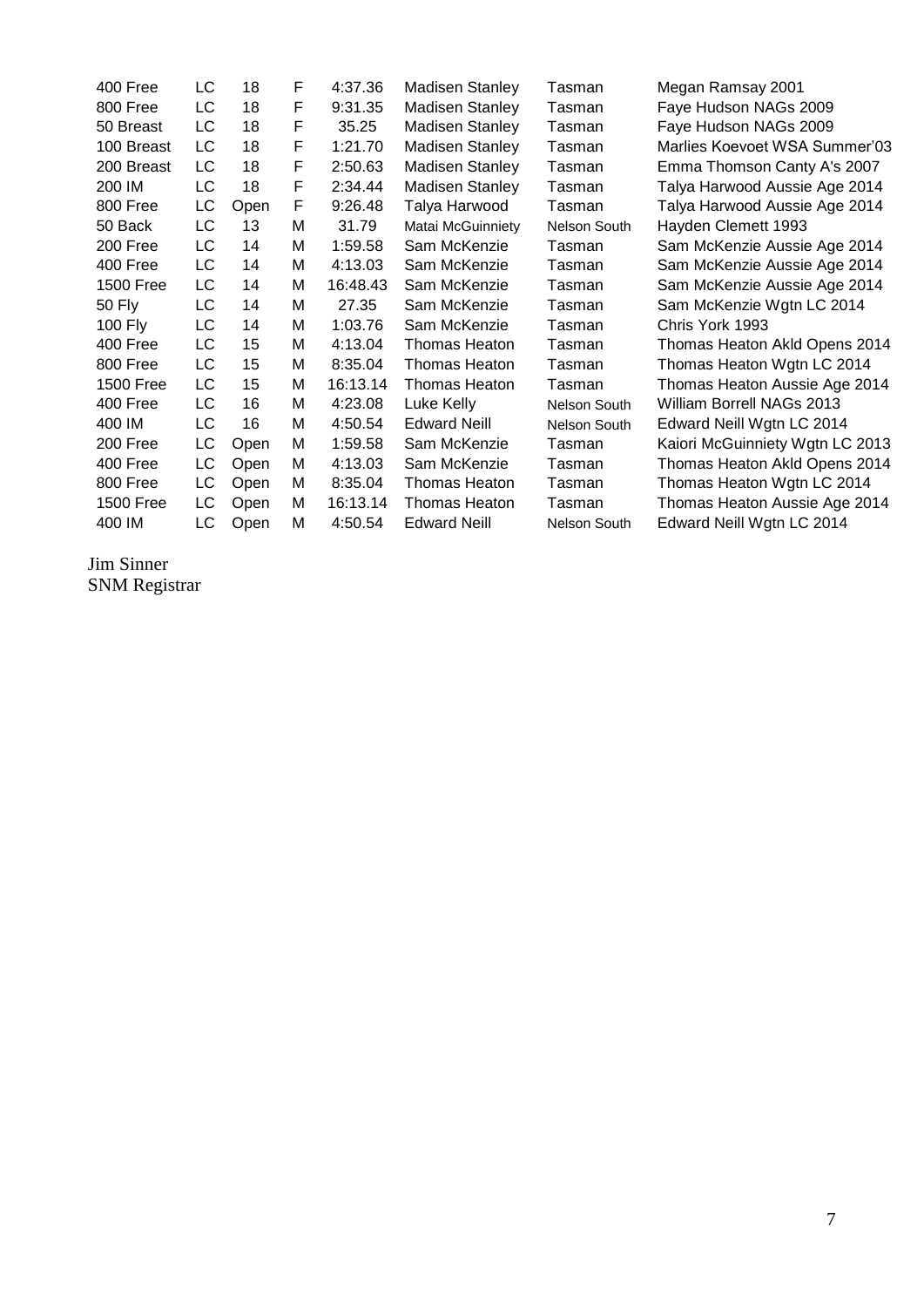| | | | | | | | |
|---|---|---|---|---|---|---|---|
| 400 Free | LC | 18 | F | 4:37.36 | Madisen Stanley | Tasman | Megan Ramsay 2001 |
| 800 Free | LC | 18 | F | 9:31.35 | Madisen Stanley | Tasman | Faye Hudson NAGs 2009 |
| 50 Breast | LC | 18 | F | 35.25 | Madisen Stanley | Tasman | Faye Hudson NAGs 2009 |
| 100 Breast | LC | 18 | F | 1:21.70 | Madisen Stanley | Tasman | Marlies Koevoet WSA Summer'03 |
| 200 Breast | LC | 18 | F | 2:50.63 | Madisen Stanley | Tasman | Emma Thomson Canty A's 2007 |
| 200 IM | LC | 18 | F | 2:34.44 | Madisen Stanley | Tasman | Talya Harwood Aussie Age 2014 |
| 800 Free | LC | Open | F | 9:26.48 | Talya Harwood | Tasman | Talya Harwood Aussie Age 2014 |
| 50 Back | LC | 13 | M | 31.79 | Matai McGuinniety | Nelson South | Hayden Clemett 1993 |
| 200 Free | LC | 14 | M | 1:59.58 | Sam McKenzie | Tasman | Sam McKenzie Aussie Age 2014 |
| 400 Free | LC | 14 | M | 4:13.03 | Sam McKenzie | Tasman | Sam McKenzie Aussie Age 2014 |
| 1500 Free | LC | 14 | M | 16:48.43 | Sam McKenzie | Tasman | Sam McKenzie Aussie Age 2014 |
| 50 Fly | LC | 14 | M | 27.35 | Sam McKenzie | Tasman | Sam McKenzie Wgtn LC 2014 |
| 100 Fly | LC | 14 | M | 1:03.76 | Sam McKenzie | Tasman | Chris York 1993 |
| 400 Free | LC | 15 | M | 4:13.04 | Thomas Heaton | Tasman | Thomas Heaton Akld Opens 2014 |
| 800 Free | LC | 15 | M | 8:35.04 | Thomas Heaton | Tasman | Thomas Heaton Wgtn LC 2014 |
| 1500 Free | LC | 15 | M | 16:13.14 | Thomas Heaton | Tasman | Thomas Heaton Aussie Age 2014 |
| 400 Free | LC | 16 | M | 4:23.08 | Luke Kelly | Nelson South | William Borrell NAGs 2013 |
| 400 IM | LC | 16 | M | 4:50.54 | Edward Neill | Nelson South | Edward Neill Wgtn LC 2014 |
| 200 Free | LC | Open | M | 1:59.58 | Sam McKenzie | Tasman | Kaiori McGuinniety Wgtn LC 2013 |
| 400 Free | LC | Open | M | 4:13.03 | Sam McKenzie | Tasman | Thomas Heaton Akld Opens 2014 |
| 800 Free | LC | Open | M | 8:35.04 | Thomas Heaton | Tasman | Thomas Heaton Wgtn LC 2014 |
| 1500 Free | LC | Open | M | 16:13.14 | Thomas Heaton | Tasman | Thomas Heaton Aussie Age 2014 |
| 400 IM | LC | Open | M | 4:50.54 | Edward Neill | Nelson South | Edward Neill Wgtn LC 2014 |

Jim Sinner
SNM Registrar